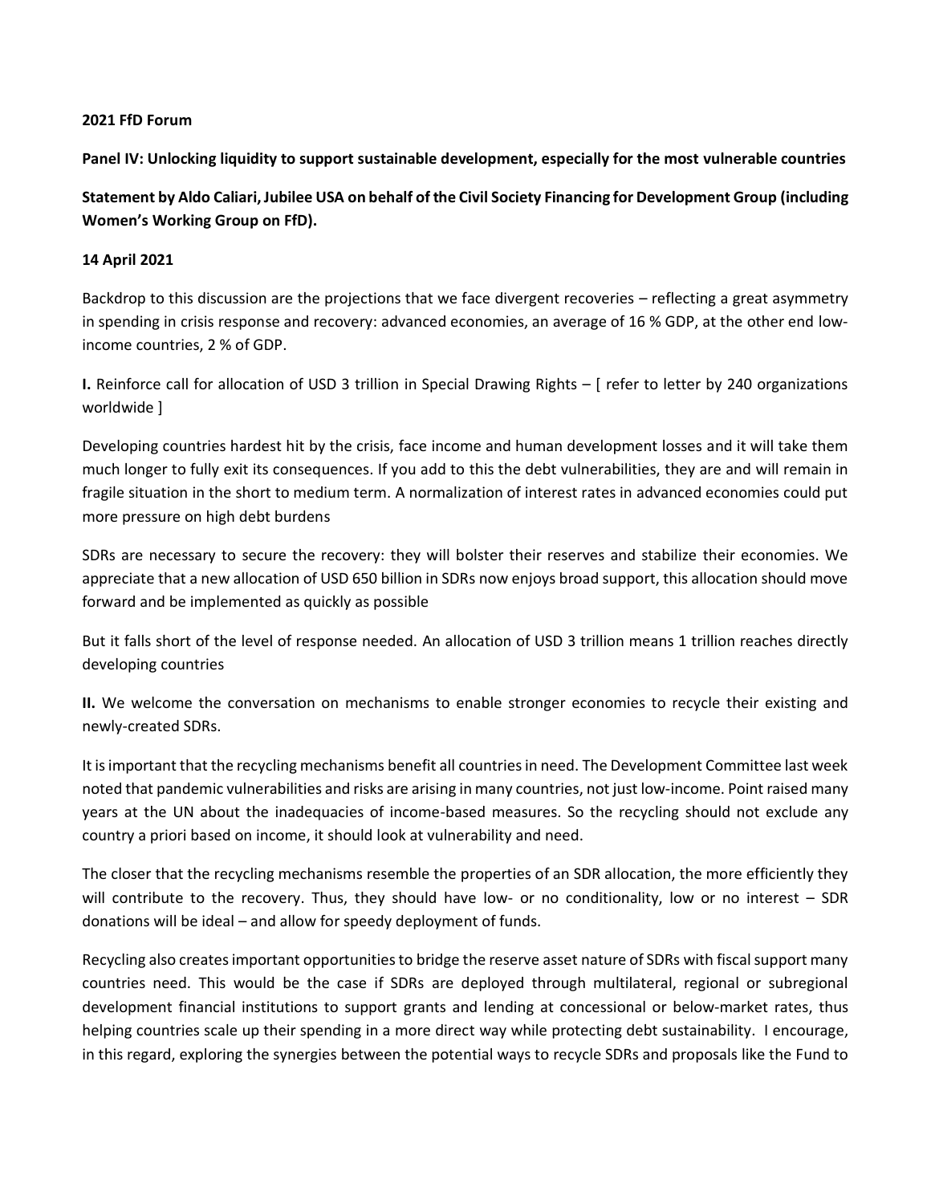**2021 FfD Forum**

**Panel IV: Unlocking liquidity to support sustainable development, especially for the most vulnerable countries**

**Statement by Aldo Caliari, Jubilee USA on behalf of the Civil Society Financing for Development Group (including Women's Working Group on FfD).**

**14 April 2021**

Backdrop to this discussion are the projections that we face divergent recoveries – reflecting a great asymmetry in spending in crisis response and recovery: advanced economies, an average of 16 % GDP, at the other end low-income countries, 2 % of GDP.

**I.** Reinforce call for allocation of USD 3 trillion in Special Drawing Rights – [ refer to letter by 240 organizations worldwide ]

Developing countries hardest hit by the crisis, face income and human development losses and it will take them much longer to fully exit its consequences. If you add to this the debt vulnerabilities, they are and will remain in fragile situation in the short to medium term. A normalization of interest rates in advanced economies could put more pressure on high debt burdens

SDRs are necessary to secure the recovery: they will bolster their reserves and stabilize their economies. We appreciate that a new allocation of USD 650 billion in SDRs now enjoys broad support, this allocation should move forward and be implemented as quickly as possible

But it falls short of the level of response needed. An allocation of USD 3 trillion means 1 trillion reaches directly developing countries

**II.** We welcome the conversation on mechanisms to enable stronger economies to recycle their existing and newly-created SDRs.

It is important that the recycling mechanisms benefit all countries in need. The Development Committee last week noted that pandemic vulnerabilities and risks are arising in many countries, not just low-income. Point raised many years at the UN about the inadequacies of income-based measures. So the recycling should not exclude any country a priori based on income, it should look at vulnerability and need.

The closer that the recycling mechanisms resemble the properties of an SDR allocation, the more efficiently they will contribute to the recovery. Thus, they should have low- or no conditionality, low or no interest – SDR donations will be ideal – and allow for speedy deployment of funds.

Recycling also creates important opportunities to bridge the reserve asset nature of SDRs with fiscal support many countries need. This would be the case if SDRs are deployed through multilateral, regional or subregional development financial institutions to support grants and lending at concessional or below-market rates, thus helping countries scale up their spending in a more direct way while protecting debt sustainability. I encourage, in this regard, exploring the synergies between the potential ways to recycle SDRs and proposals like the Fund to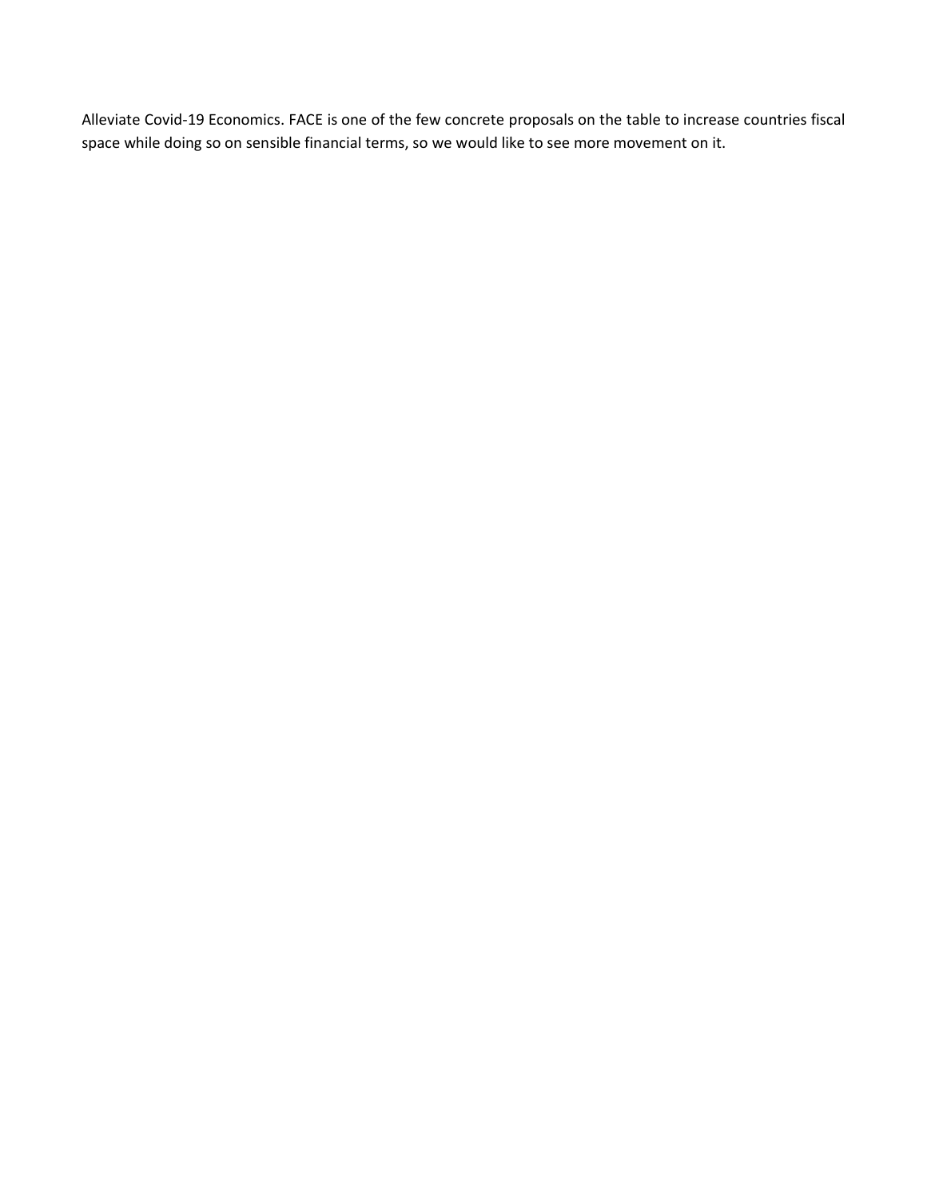Alleviate Covid-19 Economics. FACE is one of the few concrete proposals on the table to increase countries fiscal space while doing so on sensible financial terms, so we would like to see more movement on it.